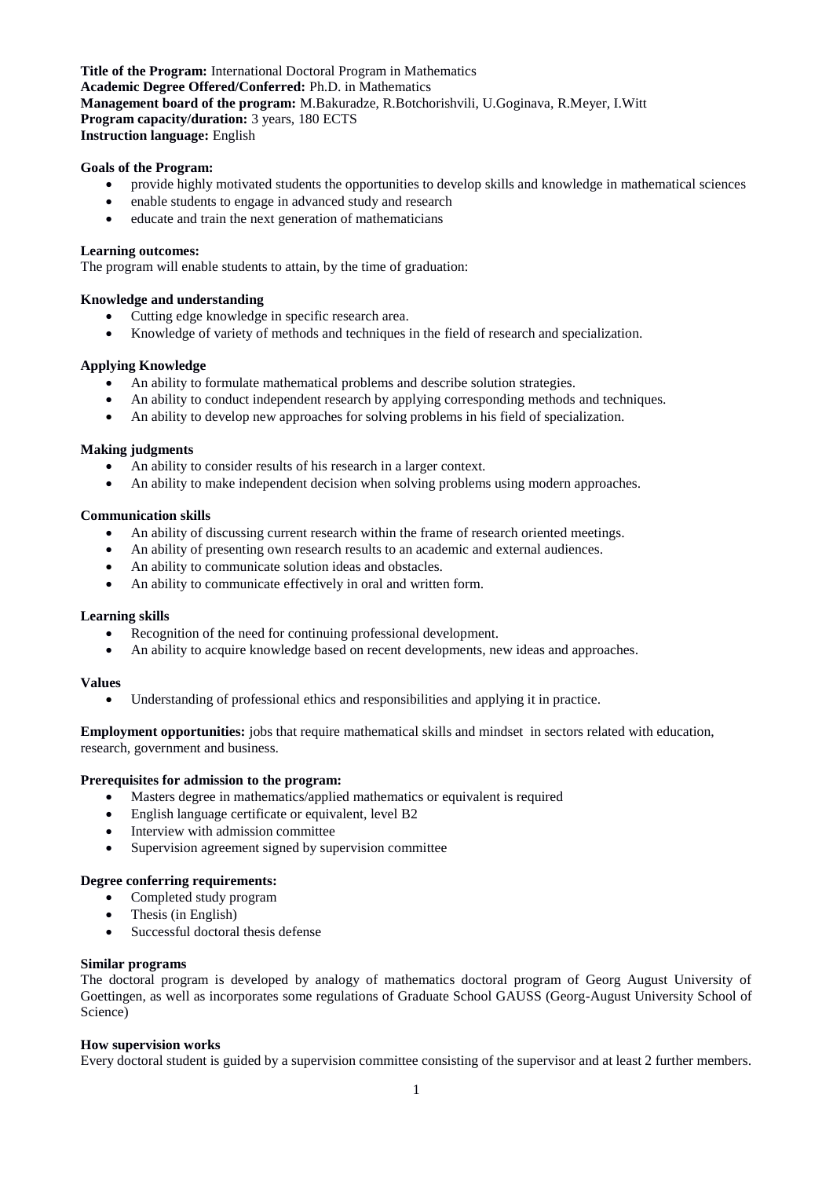**Title of the Program:** International Doctoral Program in Mathematics
**Academic Degree Offered/Conferred:** Ph.D. in Mathematics
**Management board of the program:** M.Bakuradze, R.Botchorishvili, U.Goginava, R.Meyer, I.Witt
**Program capacity/duration:** 3 years, 180 ECTS
**Instruction language:** English

**Goals of the Program:**

- provide highly motivated students the opportunities to develop skills and knowledge in mathematical sciences
- enable students to engage in advanced study and research
- educate and train the next generation of mathematicians

**Learning outcomes:**
The program will enable students to attain, by the time of graduation:

**Knowledge and understanding**

- Cutting edge knowledge in specific research area.
- Knowledge of variety of methods and techniques in the field of research and specialization.

**Applying Knowledge**

- An ability to formulate mathematical problems and describe solution strategies.
- An ability to conduct independent research by applying corresponding methods and techniques.
- An ability to develop new approaches for solving problems in his field of specialization.

**Making judgments**

- An ability to consider results of his research in a larger context.
- An ability to make independent decision when solving problems using modern approaches.

**Communication skills**

- An ability of discussing current research within the frame of research oriented meetings.
- An ability of presenting own research results to an academic and external audiences.
- An ability to communicate solution ideas and obstacles.
- An ability to communicate effectively in oral and written form.

**Learning skills**

- Recognition of the need for continuing professional development.
- An ability to acquire knowledge based on recent developments, new ideas and approaches.

**Values**

- Understanding of professional ethics and responsibilities and applying it in practice.

**Employment opportunities:** jobs that require mathematical skills and mindset in sectors related with education, research, government and business.

**Prerequisites for admission to the program:**

- Masters degree in mathematics/applied mathematics or equivalent is required
- English language certificate or equivalent, level B2
- Interview with admission committee
- Supervision agreement signed by supervision committee

**Degree conferring requirements:**

- Completed study program
- Thesis (in English)
- Successful doctoral thesis defense

**Similar programs**
The doctoral program is developed by analogy of mathematics doctoral program of Georg August University of Goettingen, as well as incorporates some regulations of Graduate School GAUSS (Georg-August University School of Science)

**How supervision works**
Every doctoral student is guided by a supervision committee consisting of the supervisor and at least 2 further members.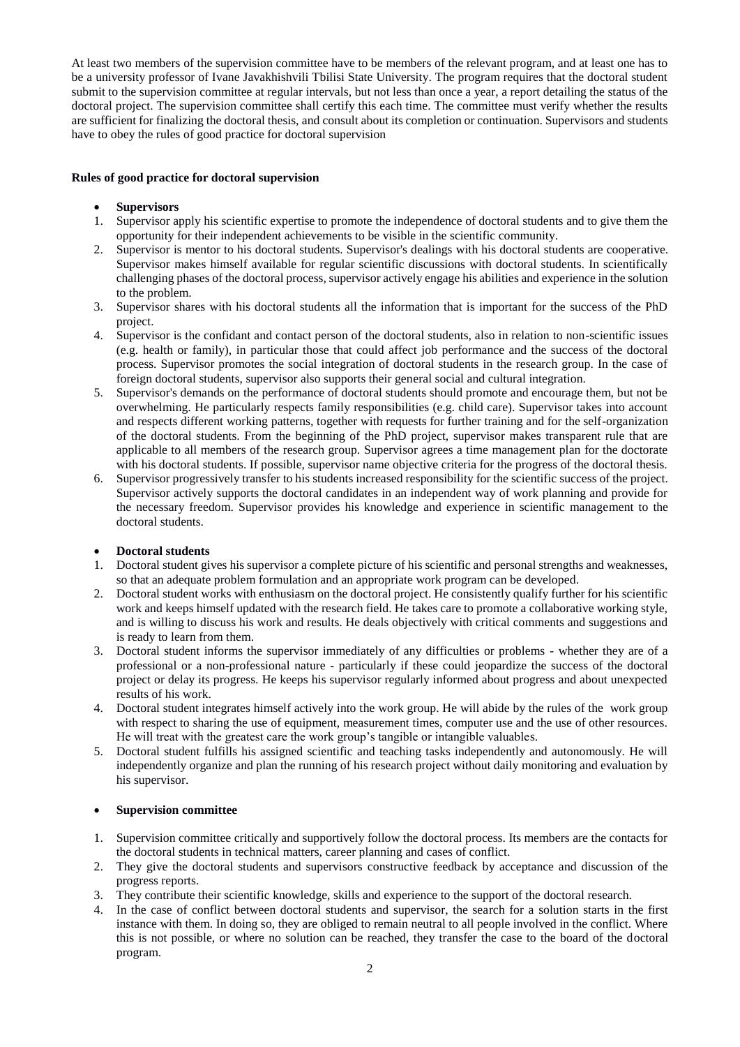At least two members of the supervision committee have to be members of the relevant program, and at least one has to be a university professor of Ivane Javakhishvili Tbilisi State University. The program requires that the doctoral student submit to the supervision committee at regular intervals, but not less than once a year, a report detailing the status of the doctoral project. The supervision committee shall certify this each time. The committee must verify whether the results are sufficient for finalizing the doctoral thesis, and consult about its completion or continuation. Supervisors and students have to obey the rules of good practice for doctoral supervision

**Rules of good practice for doctoral supervision**

- **Supervisors**

1. Supervisor apply his scientific expertise to promote the independence of doctoral students and to give them the opportunity for their independent achievements to be visible in the scientific community.
2. Supervisor is mentor to his doctoral students. Supervisor's dealings with his doctoral students are cooperative. Supervisor makes himself available for regular scientific discussions with doctoral students. In scientifically challenging phases of the doctoral process, supervisor actively engage his abilities and experience in the solution to the problem.
3. Supervisor shares with his doctoral students all the information that is important for the success of the PhD project.
4. Supervisor is the confidant and contact person of the doctoral students, also in relation to non-scientific issues (e.g. health or family), in particular those that could affect job performance and the success of the doctoral process. Supervisor promotes the social integration of doctoral students in the research group. In the case of foreign doctoral students, supervisor also supports their general social and cultural integration.
5. Supervisor's demands on the performance of doctoral students should promote and encourage them, but not be overwhelming. He particularly respects family responsibilities (e.g. child care). Supervisor takes into account and respects different working patterns, together with requests for further training and for the self-organization of the doctoral students. From the beginning of the PhD project, supervisor makes transparent rule that are applicable to all members of the research group. Supervisor agrees a time management plan for the doctorate with his doctoral students. If possible, supervisor name objective criteria for the progress of the doctoral thesis.
6. Supervisor progressively transfer to his students increased responsibility for the scientific success of the project. Supervisor actively supports the doctoral candidates in an independent way of work planning and provide for the necessary freedom. Supervisor provides his knowledge and experience in scientific management to the doctoral students.

- **Doctoral students**

1. Doctoral student gives his supervisor a complete picture of his scientific and personal strengths and weaknesses, so that an adequate problem formulation and an appropriate work program can be developed.
2. Doctoral student works with enthusiasm on the doctoral project. He consistently qualify further for his scientific work and keeps himself updated with the research field. He takes care to promote a collaborative working style, and is willing to discuss his work and results. He deals objectively with critical comments and suggestions and is ready to learn from them.
3. Doctoral student informs the supervisor immediately of any difficulties or problems - whether they are of a professional or a non-professional nature - particularly if these could jeopardize the success of the doctoral project or delay its progress. He keeps his supervisor regularly informed about progress and about unexpected results of his work.
4. Doctoral student integrates himself actively into the work group. He will abide by the rules of the work group with respect to sharing the use of equipment, measurement times, computer use and the use of other resources. He will treat with the greatest care the work group's tangible or intangible valuables.
5. Doctoral student fulfills his assigned scientific and teaching tasks independently and autonomously. He will independently organize and plan the running of his research project without daily monitoring and evaluation by his supervisor.

- **Supervision committee**

1. Supervision committee critically and supportively follow the doctoral process. Its members are the contacts for the doctoral students in technical matters, career planning and cases of conflict.
2. They give the doctoral students and supervisors constructive feedback by acceptance and discussion of the progress reports.
3. They contribute their scientific knowledge, skills and experience to the support of the doctoral research.
4. In the case of conflict between doctoral students and supervisor, the search for a solution starts in the first instance with them. In doing so, they are obliged to remain neutral to all people involved in the conflict. Where this is not possible, or where no solution can be reached, they transfer the case to the board of the doctoral program.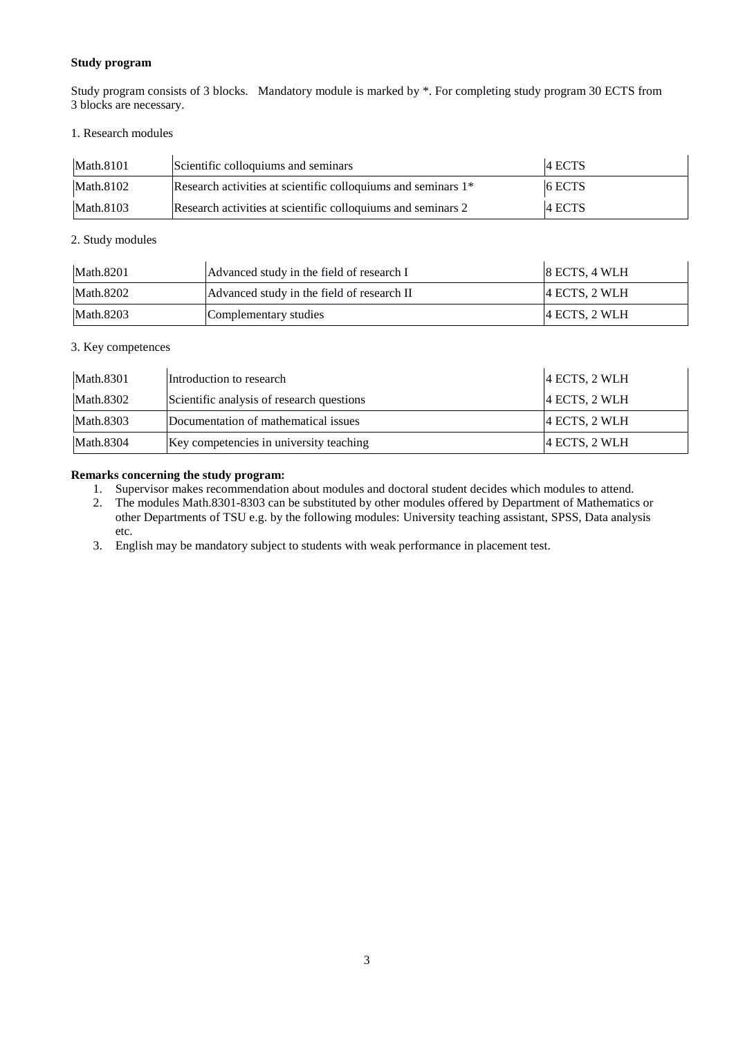**Study program**

Study program consists of 3 blocks. Mandatory module is marked by *. For completing study program 30 ECTS from 3 blocks are necessary.

1. Research modules

| | | |
|---|---|---|
| Math.8101 | Scientific colloquiums and seminars | 4 ECTS |
| Math.8102 | Research activities at scientific colloquiums and seminars 1* | 6 ECTS |
| Math.8103 | Research activities at scientific colloquiums and seminars 2 | 4 ECTS |

2. Study modules

| | | |
|---|---|---|
| Math.8201 | Advanced study in the field of research I | 8 ECTS, 4 WLH |
| Math.8202 | Advanced study in the field of research II | 4 ECTS, 2 WLH |
| Math.8203 | Complementary studies | 4 ECTS, 2 WLH |

3. Key competences

| | | |
|---|---|---|
| Math.8301 | Introduction to research | 4 ECTS, 2 WLH |
| Math.8302 | Scientific analysis of research questions | 4 ECTS, 2 WLH |
| Math.8303 | Documentation of mathematical issues | 4 ECTS, 2 WLH |
| Math.8304 | Key competencies in university teaching | 4 ECTS, 2 WLH |

**Remarks concerning the study program:**

1. Supervisor makes recommendation about modules and doctoral student decides which modules to attend.
2. The modules Math.8301-8303 can be substituted by other modules offered by Department of Mathematics or other Departments of TSU e.g. by the following modules: University teaching assistant, SPSS, Data analysis etc.
3. English may be mandatory subject to students with weak performance in placement test.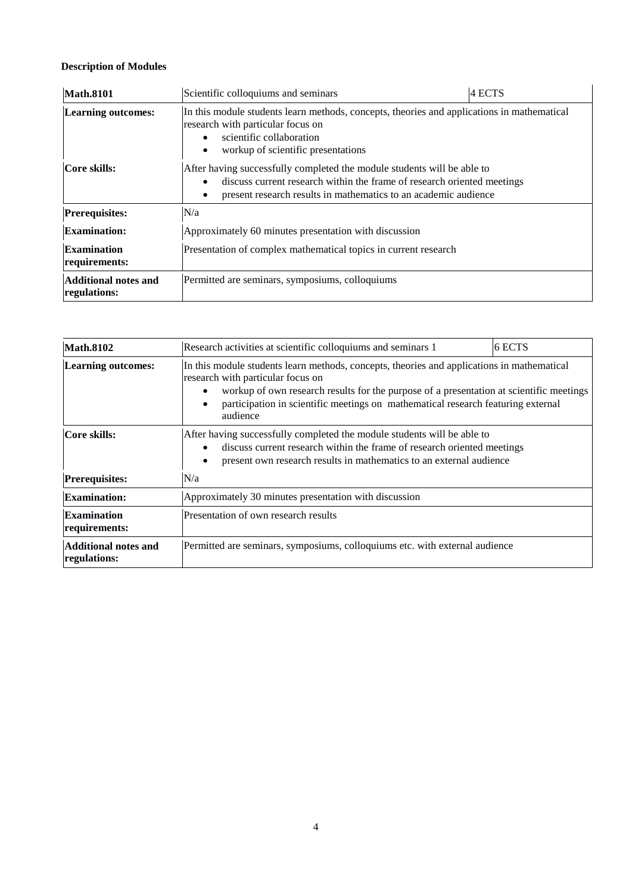**Description of Modules**

| **Math.8101** | Scientific colloquiums and seminars | 4 ECTS |
|---|---|---|
| **Learning outcomes:** | In this module students learn methods, concepts, theories and applications in mathematical research with particular focus on<br>• scientific collaboration<br>• workup of scientific presentations | |
| **Core skills:** | After having successfully completed the module students will be able to<br>• discuss current research within the frame of research oriented meetings<br>• present research results in mathematics to an academic audience | |
| **Prerequisites:** | N/a | |
| **Examination:** | Approximately 60 minutes presentation with discussion | |
| **Examination requirements:** | Presentation of complex mathematical topics in current research | |
| **Additional notes and regulations:** | Permitted are seminars, symposiums, colloquiums | |

| **Math.8102** | Research activities at scientific colloquiums and seminars 1 | 6 ECTS |
|---|---|---|
| **Learning outcomes:** | In this module students learn methods, concepts, theories and applications in mathematical research with particular focus on<br>• workup of own research results for the purpose of a presentation at scientific meetings<br>• participation in scientific meetings on mathematical research featuring external audience | |
| **Core skills:** | After having successfully completed the module students will be able to<br>• discuss current research within the frame of research oriented meetings<br>• present own research results in mathematics to an external audience | |
| **Prerequisites:** | N/a | |
| **Examination:** | Approximately 30 minutes presentation with discussion | |
| **Examination requirements:** | Presentation of own research results | |
| **Additional notes and regulations:** | Permitted are seminars, symposiums, colloquiums etc. with external audience | |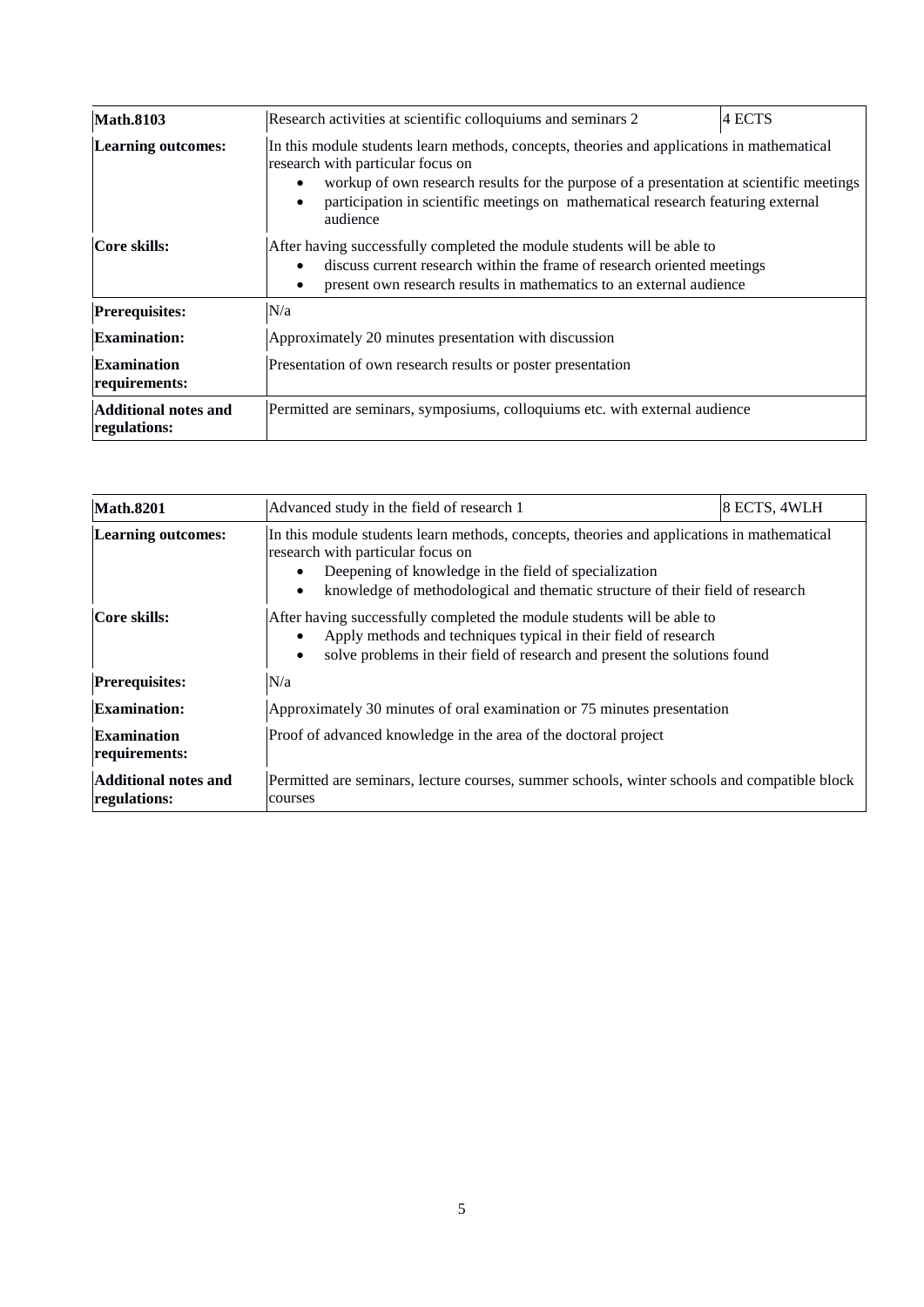| **Math.8103** | Research activities at scientific colloquiums and seminars 2 | 4 ECTS |
|---|---|---|
| **Learning outcomes:** | In this module students learn methods, concepts, theories and applications in mathematical research with particular focus on<br>• workup of own research results for the purpose of a presentation at scientific meetings<br>• participation in scientific meetings on mathematical research featuring external audience | |
| **Core skills:** | After having successfully completed the module students will be able to<br>• discuss current research within the frame of research oriented meetings<br>• present own research results in mathematics to an external audience | |
| **Prerequisites:** | N/a | |
| **Examination:** | Approximately 20 minutes presentation with discussion | |
| **Examination requirements:** | Presentation of own research results or poster presentation | |
| **Additional notes and regulations:** | Permitted are seminars, symposiums, colloquiums etc. with external audience | |

| **Math.8201** | Advanced study in the field of research 1 | 8 ECTS, 4WLH |
|---|---|---|
| **Learning outcomes:** | In this module students learn methods, concepts, theories and applications in mathematical research with particular focus on<br>• Deepening of knowledge in the field of specialization<br>• knowledge of methodological and thematic structure of their field of research | |
| **Core skills:** | After having successfully completed the module students will be able to<br>• Apply methods and techniques typical in their field of research<br>• solve problems in their field of research and present the solutions found | |
| **Prerequisites:** | N/a | |
| **Examination:** | Approximately 30 minutes of oral examination or 75 minutes presentation | |
| **Examination requirements:** | Proof of advanced knowledge in the area of the doctoral project | |
| **Additional notes and regulations:** | Permitted are seminars, lecture courses, summer schools, winter schools and compatible block courses | |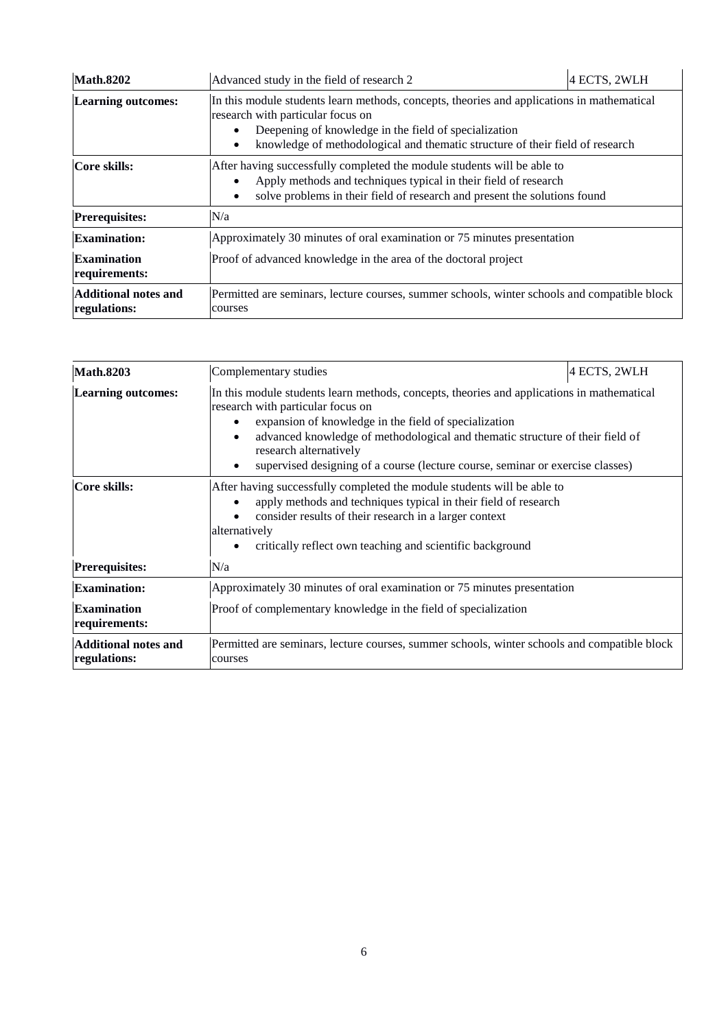| **Math.8202** | Advanced study in the field of research 2 | 4 ECTS, 2WLH |
|---|---|---|
| **Learning outcomes:** | In this module students learn methods, concepts, theories and applications in mathematical research with particular focus on<br>• Deepening of knowledge in the field of specialization<br>• knowledge of methodological and thematic structure of their field of research | |
| **Core skills:** | After having successfully completed the module students will be able to<br>• Apply methods and techniques typical in their field of research<br>• solve problems in their field of research and present the solutions found | |
| **Prerequisites:** | N/a | |
| **Examination:** | Approximately 30 minutes of oral examination or 75 minutes presentation | |
| **Examination requirements:** | Proof of advanced knowledge in the area of the doctoral project | |
| **Additional notes and regulations:** | Permitted are seminars, lecture courses, summer schools, winter schools and compatible block courses | |

| **Math.8203** | Complementary studies | 4 ECTS, 2WLH |
|---|---|---|
| **Learning outcomes:** | In this module students learn methods, concepts, theories and applications in mathematical research with particular focus on<br>• expansion of knowledge in the field of specialization<br>• advanced knowledge of methodological and thematic structure of their field of research alternatively<br>• supervised designing of a course (lecture course, seminar or exercise classes) | |
| **Core skills:** | After having successfully completed the module students will be able to<br>• apply methods and techniques typical in their field of research<br>• consider results of their research in a larger context<br>alternatively<br>• critically reflect own teaching and scientific background | |
| **Prerequisites:** | N/a | |
| **Examination:** | Approximately 30 minutes of oral examination or 75 minutes presentation | |
| **Examination requirements:** | Proof of complementary knowledge in the field of specialization | |
| **Additional notes and regulations:** | Permitted are seminars, lecture courses, summer schools, winter schools and compatible block courses | |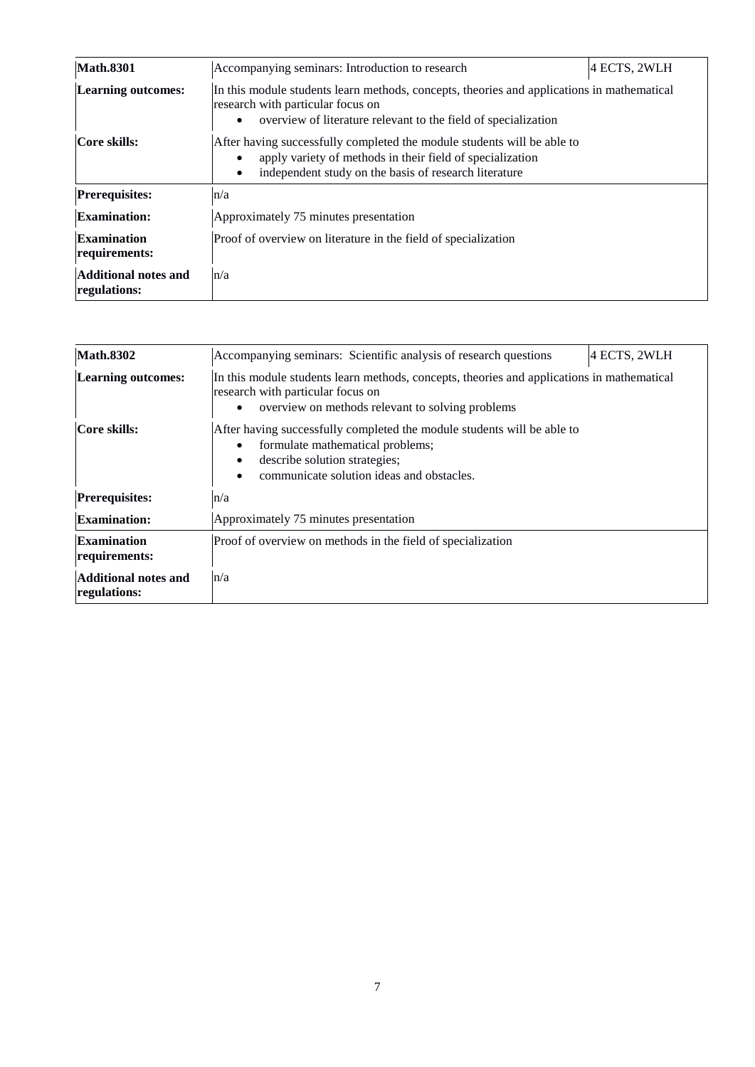| **Math.8301** | Accompanying seminars: Introduction to research | 4 ECTS, 2WLH |
|---|---|---|
| **Learning outcomes:** | In this module students learn methods, concepts, theories and applications in mathematical research with particular focus on<br>• overview of literature relevant to the field of specialization | |
| **Core skills:** | After having successfully completed the module students will be able to<br>• apply variety of methods in their field of specialization<br>• independent study on the basis of research literature | |
| **Prerequisites:** | n/a | |
| **Examination:** | Approximately 75 minutes presentation | |
| **Examination requirements:** | Proof of overview on literature in the field of specialization | |
| **Additional notes and regulations:** | n/a | |

| **Math.8302** | Accompanying seminars: Scientific analysis of research questions | 4 ECTS, 2WLH |
|---|---|---|
| **Learning outcomes:** | In this module students learn methods, concepts, theories and applications in mathematical research with particular focus on<br>• overview on methods relevant to solving problems | |
| **Core skills:** | After having successfully completed the module students will be able to<br>• formulate mathematical problems;<br>• describe solution strategies;<br>• communicate solution ideas and obstacles. | |
| **Prerequisites:** | n/a | |
| **Examination:** | Approximately 75 minutes presentation | |
| **Examination requirements:** | Proof of overview on methods in the field of specialization | |
| **Additional notes and regulations:** | n/a | |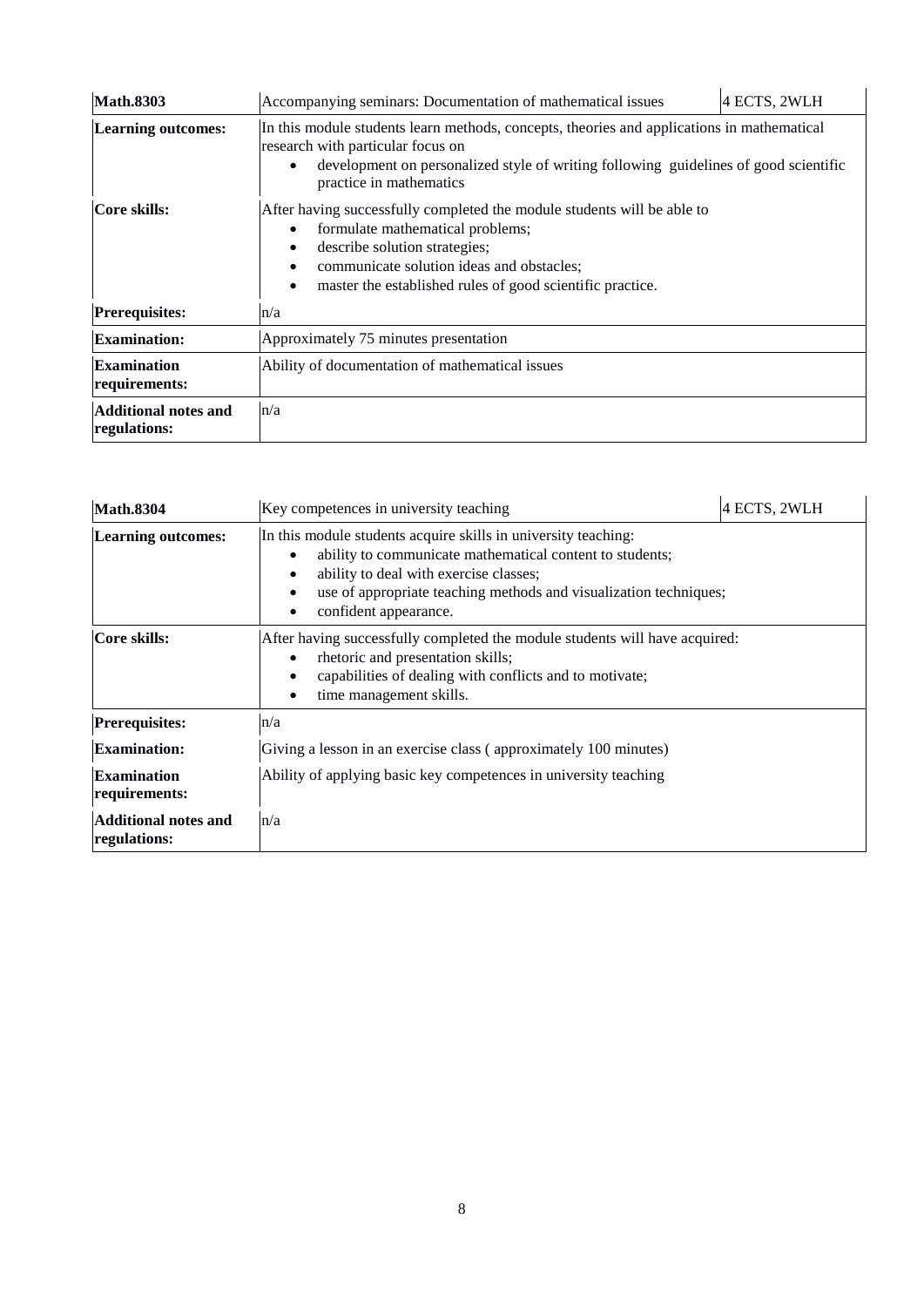| **Math.8303** | Accompanying seminars: Documentation of mathematical issues | 4 ECTS, 2WLH |
|---|---|---|
| **Learning outcomes:** | In this module students learn methods, concepts, theories and applications in mathematical research with particular focus on<br>• development on personalized style of writing following guidelines of good scientific practice in mathematics | |
| **Core skills:** | After having successfully completed the module students will be able to<br>• formulate mathematical problems;<br>• describe solution strategies;<br>• communicate solution ideas and obstacles;<br>• master the established rules of good scientific practice. | |
| **Prerequisites:** | n/a | |
| **Examination:** | Approximately 75 minutes presentation | |
| **Examination requirements:** | Ability of documentation of mathematical issues | |
| **Additional notes and regulations:** | n/a | |

| **Math.8304** | Key competences in university teaching | 4 ECTS, 2WLH |
|---|---|---|
| **Learning outcomes:** | In this module students acquire skills in university teaching:<br>• ability to communicate mathematical content to students;<br>• ability to deal with exercise classes;<br>• use of appropriate teaching methods and visualization techniques;<br>• confident appearance. | |
| **Core skills:** | After having successfully completed the module students will have acquired:<br>• rhetoric and presentation skills;<br>• capabilities of dealing with conflicts and to motivate;<br>• time management skills. | |
| **Prerequisites:** | n/a | |
| **Examination:** | Giving a lesson in an exercise class ( approximately 100 minutes) | |
| **Examination requirements:** | Ability of applying basic key competences in university teaching | |
| **Additional notes and regulations:** | n/a | |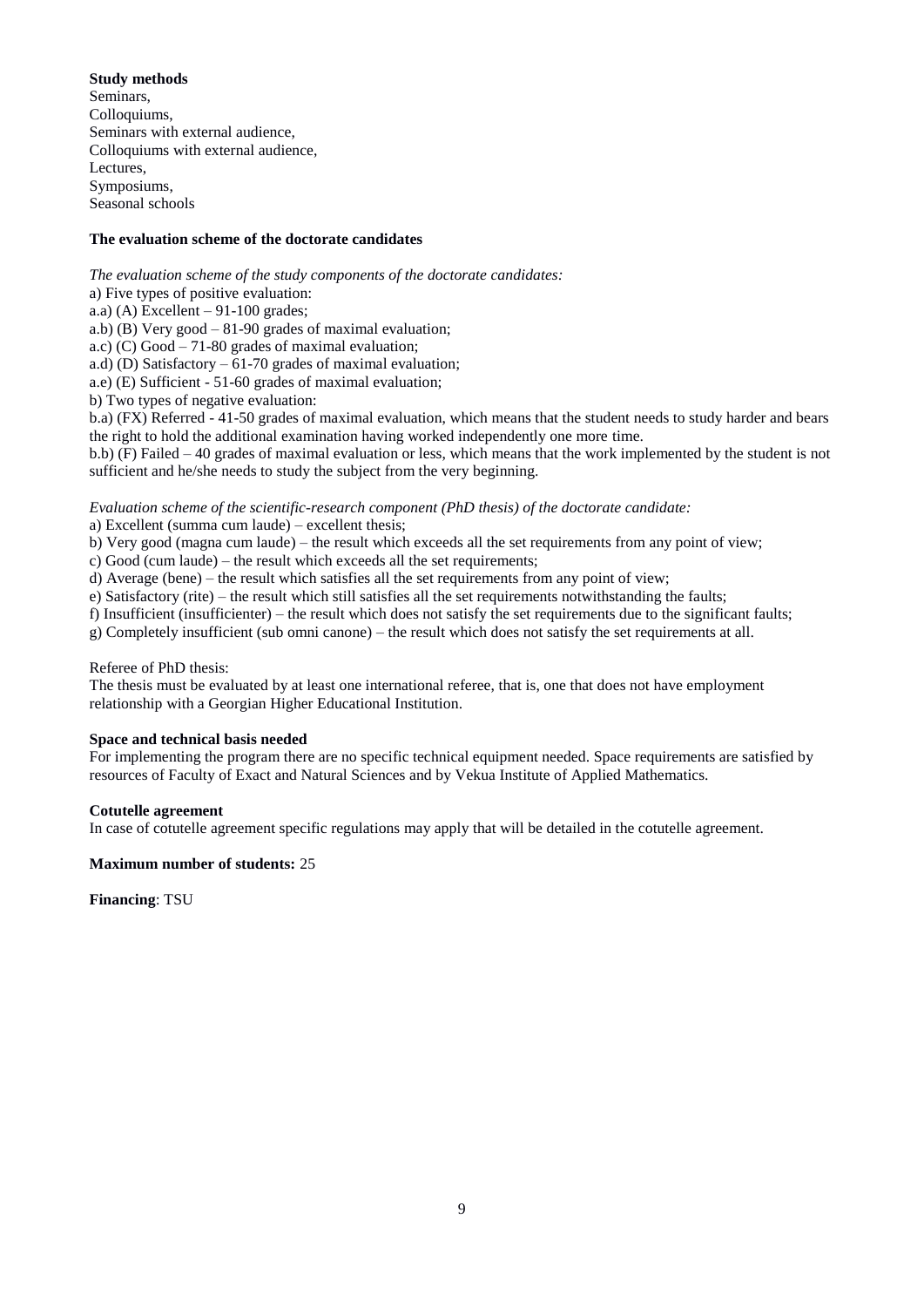**Study methods**

Seminars,
Colloquiums,
Seminars with external audience,
Colloquiums with external audience,
Lectures,
Symposiums,
Seasonal schools

**The evaluation scheme of the doctorate candidates**

*The evaluation scheme of the study components of the doctorate candidates:*

a) Five types of positive evaluation:

a.a) (A) Excellent – 91-100 grades;

a.b) (B) Very good – 81-90 grades of maximal evaluation;

a.c) (C) Good – 71-80 grades of maximal evaluation;

a.d) (D) Satisfactory – 61-70 grades of maximal evaluation;

a.e) (E) Sufficient - 51-60 grades of maximal evaluation;

b) Two types of negative evaluation:

b.a) (FX) Referred - 41-50 grades of maximal evaluation, which means that the student needs to study harder and bears the right to hold the additional examination having worked independently one more time.

b.b) (F) Failed – 40 grades of maximal evaluation or less, which means that the work implemented by the student is not sufficient and he/she needs to study the subject from the very beginning.

*Evaluation scheme of the scientific-research component (PhD thesis) of the doctorate candidate:*

a) Excellent (summa cum laude) – excellent thesis;

b) Very good (magna cum laude) – the result which exceeds all the set requirements from any point of view;

c) Good (cum laude) – the result which exceeds all the set requirements;

d) Average (bene) – the result which satisfies all the set requirements from any point of view;

e) Satisfactory (rite) – the result which still satisfies all the set requirements notwithstanding the faults;

f) Insufficient (insufficienter) – the result which does not satisfy the set requirements due to the significant faults;

g) Completely insufficient (sub omni canone) – the result which does not satisfy the set requirements at all.

Referee of PhD thesis:

The thesis must be evaluated by at least one international referee, that is, one that does not have employment relationship with a Georgian Higher Educational Institution.

**Space and technical basis needed**

For implementing the program there are no specific technical equipment needed. Space requirements are satisfied by resources of Faculty of Exact and Natural Sciences and by Vekua Institute of Applied Mathematics.

**Cotutelle agreement**

In case of cotutelle agreement specific regulations may apply that will be detailed in the cotutelle agreement.

**Maximum number of students:** 25

**Financing**: TSU